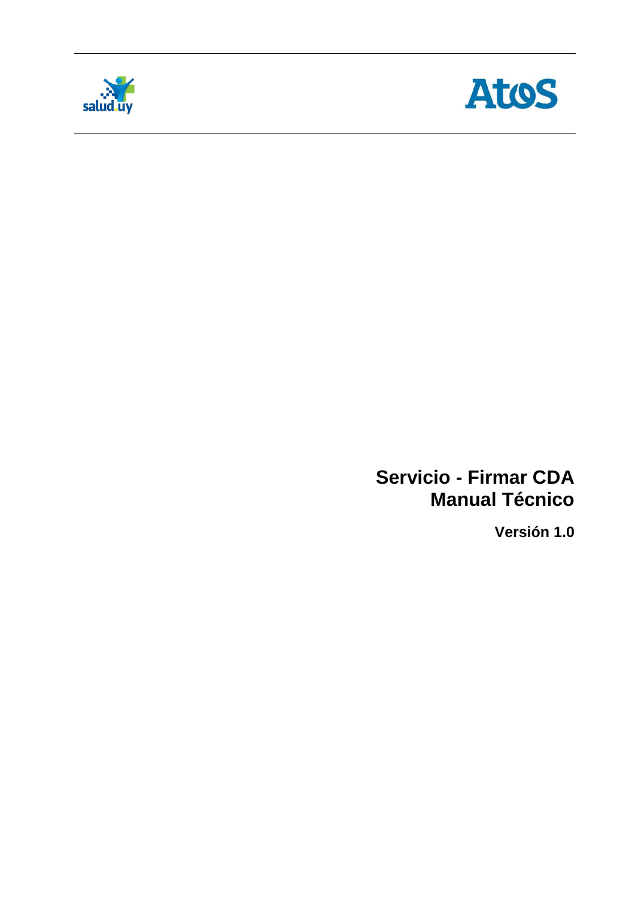# Servicio - Firmar CDA
# Manual Técnico

**Versión 1.0**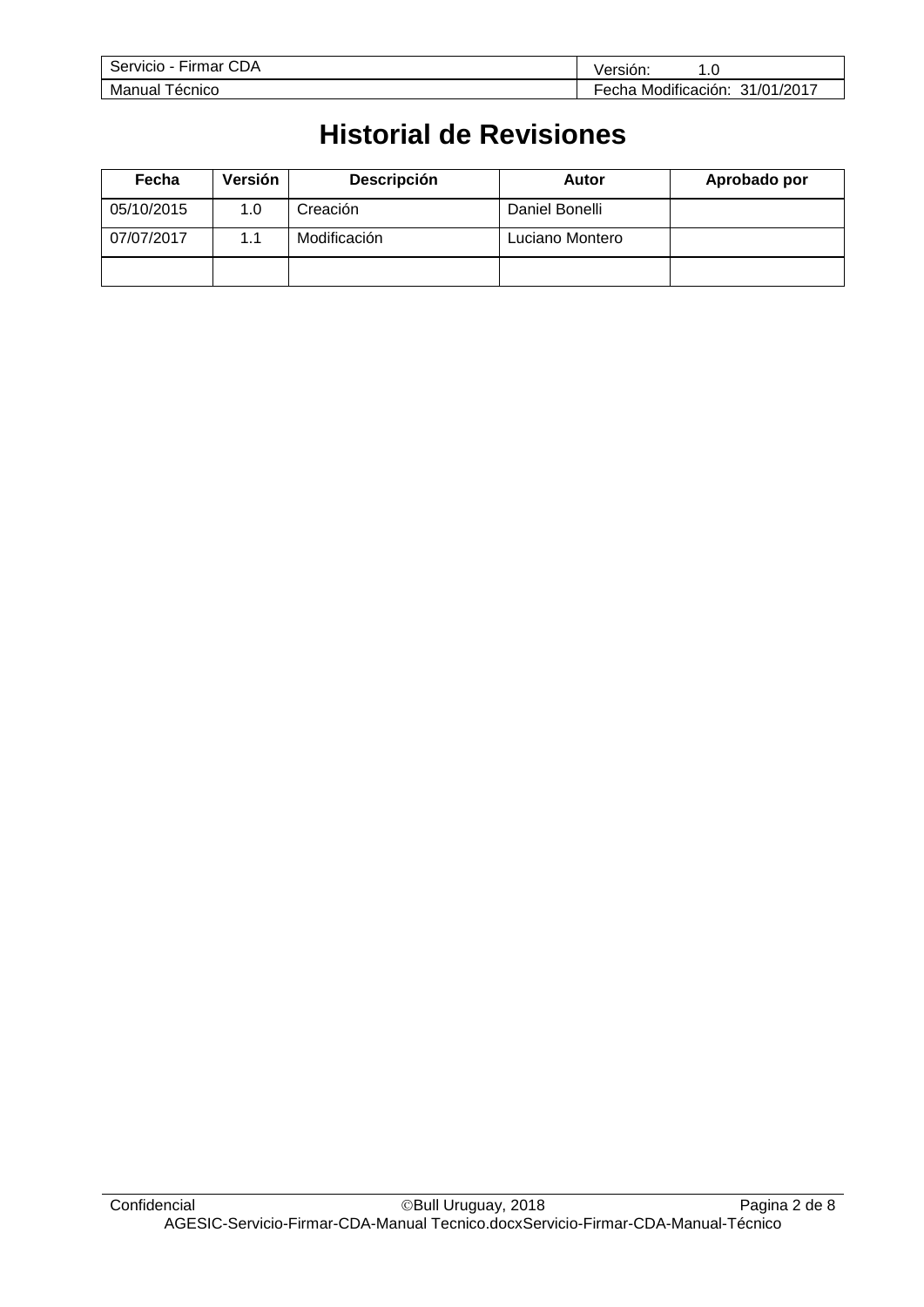# Historial de Revisiones

| Fecha | Versión | Descripción | Autor | Aprobado por |
|---|---|---|---|---|
| 05/10/2015 | 1.0 | Creación | Daniel Bonelli | |
| 07/07/2017 | 1.1 | Modificación | Luciano Montero | |
| | | | | |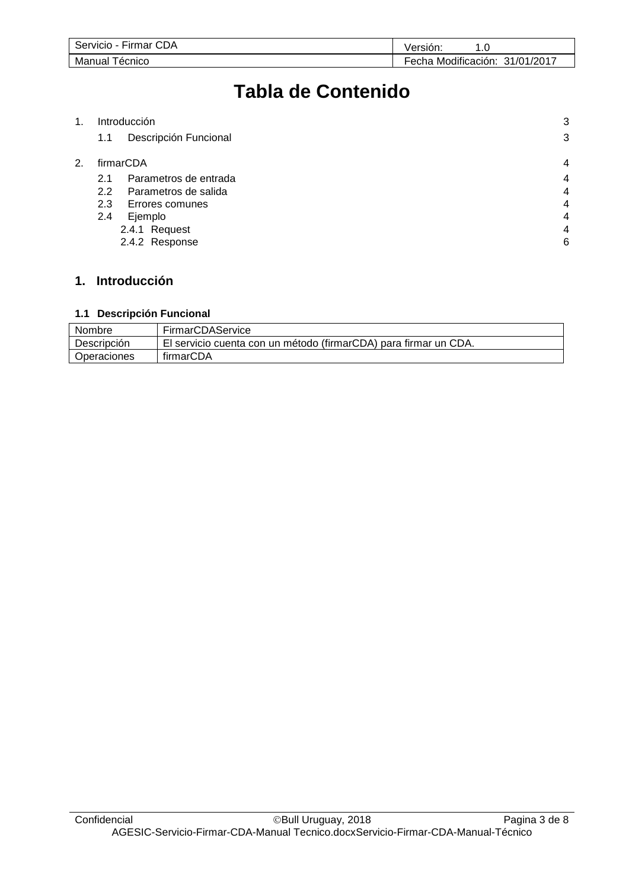# Tabla de Contenido

1. Introducción 3
   - 1.1 Descripción Funcional 3
2. firmarCDA 4
   - 2.1 Parametros de entrada 4
   - 2.2 Parametros de salida 4
   - 2.3 Errores comunes 4
   - 2.4 Ejemplo 4
     - 2.4.1 Request 4
     - 2.4.2 Response 6

## 1. Introducción

### 1.1 Descripción Funcional

| Nombre | FirmarCDAService |
|---|---|
| Descripción | El servicio cuenta con un método (firmarCDA) para firmar un CDA. |
| Operaciones | firmarCDA |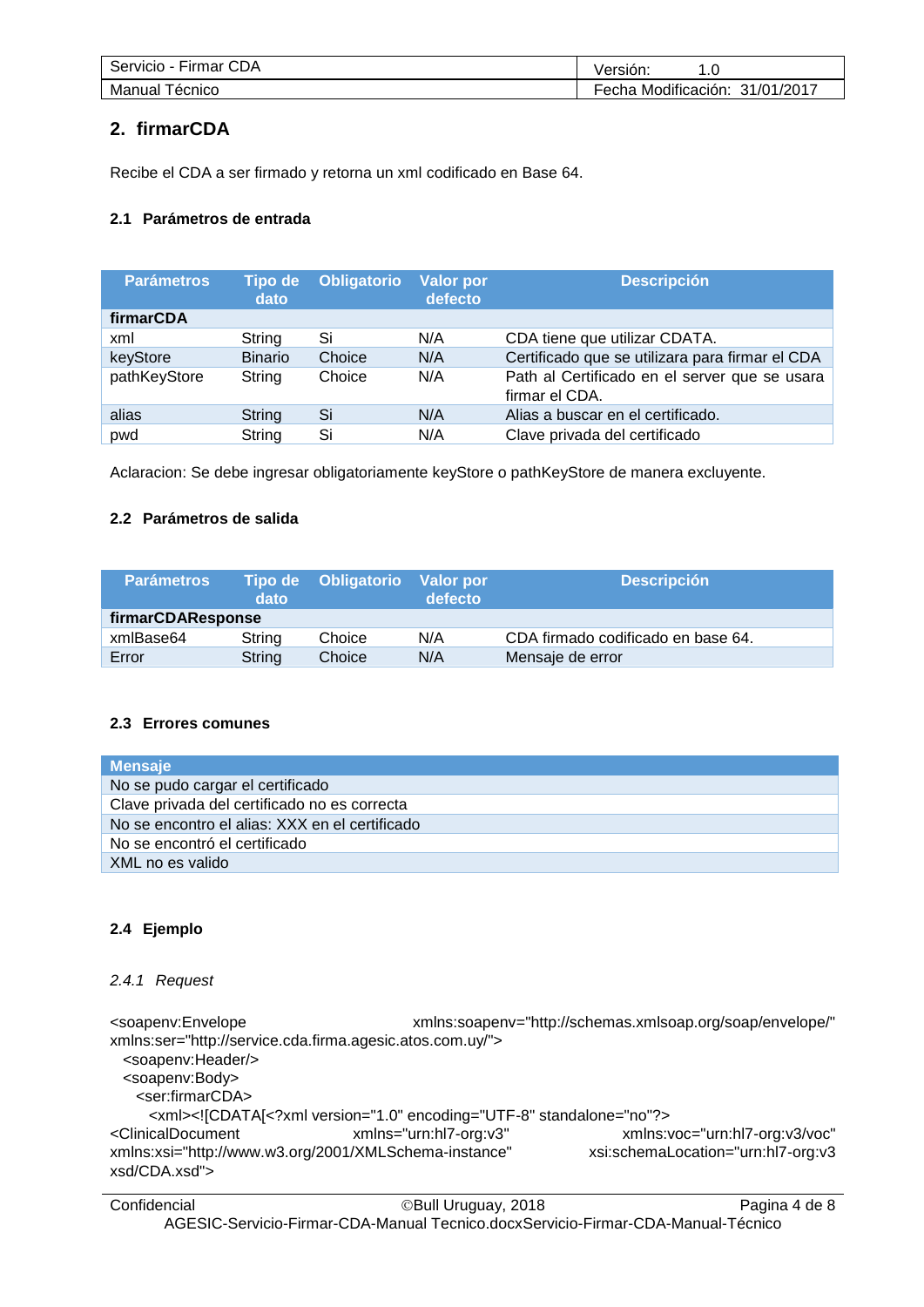## 2. firmarCDA

Recibe el CDA a ser firmado y retorna un xml codificado en Base 64.

### 2.1 Parámetros de entrada

| Parámetros | Tipo de dato | Obligatorio | Valor por defecto | Descripción |
|---|---|---|---|---|
| **firmarCDA** | | | | |
| xml | String | Si | N/A | CDA tiene que utilizar CDATA. |
| keyStore | Binario | Choice | N/A | Certificado que se utilizara para firmar el CDA |
| pathKeyStore | String | Choice | N/A | Path al Certificado en el server que se usara firmar el CDA. |
| alias | String | Si | N/A | Alias a buscar en el certificado. |
| pwd | String | Si | N/A | Clave privada del certificado |

Aclaracion: Se debe ingresar obligatoriamente keyStore o pathKeyStore de manera excluyente.

### 2.2 Parámetros de salida

| Parámetros | Tipo de dato | Obligatorio | Valor por defecto | Descripción |
|---|---|---|---|---|
| **firmarCDAResponse** | | | | |
| xmlBase64 | String | Choice | N/A | CDA firmado codificado en base 64. |
| Error | String | Choice | N/A | Mensaje de error |

### 2.3 Errores comunes

| Mensaje |
|---|
| No se pudo cargar el certificado |
| Clave privada del certificado no es correcta |
| No se encontro el alias: XXX en el certificado |
| No se encontró el certificado |
| XML no es valido |

### 2.4 Ejemplo

#### *2.4.1 Request*

```
<soapenv:Envelope xmlns:soapenv="http://schemas.xmlsoap.org/soap/envelope/"
xmlns:ser="http://service.cda.firma.agesic.atos.com.uy/">
  <soapenv:Header/>
  <soapenv:Body>
    <ser:firmarCDA>
      <xml><![CDATA[<?xml version="1.0" encoding="UTF-8" standalone="no"?>
<ClinicalDocument xmlns="urn:hl7-org:v3" xmlns:voc="urn:hl7-org:v3/voc"
xmlns:xsi="http://www.w3.org/2001/XMLSchema-instance" xsi:schemaLocation="urn:hl7-org:v3
xsd/CDA.xsd">
```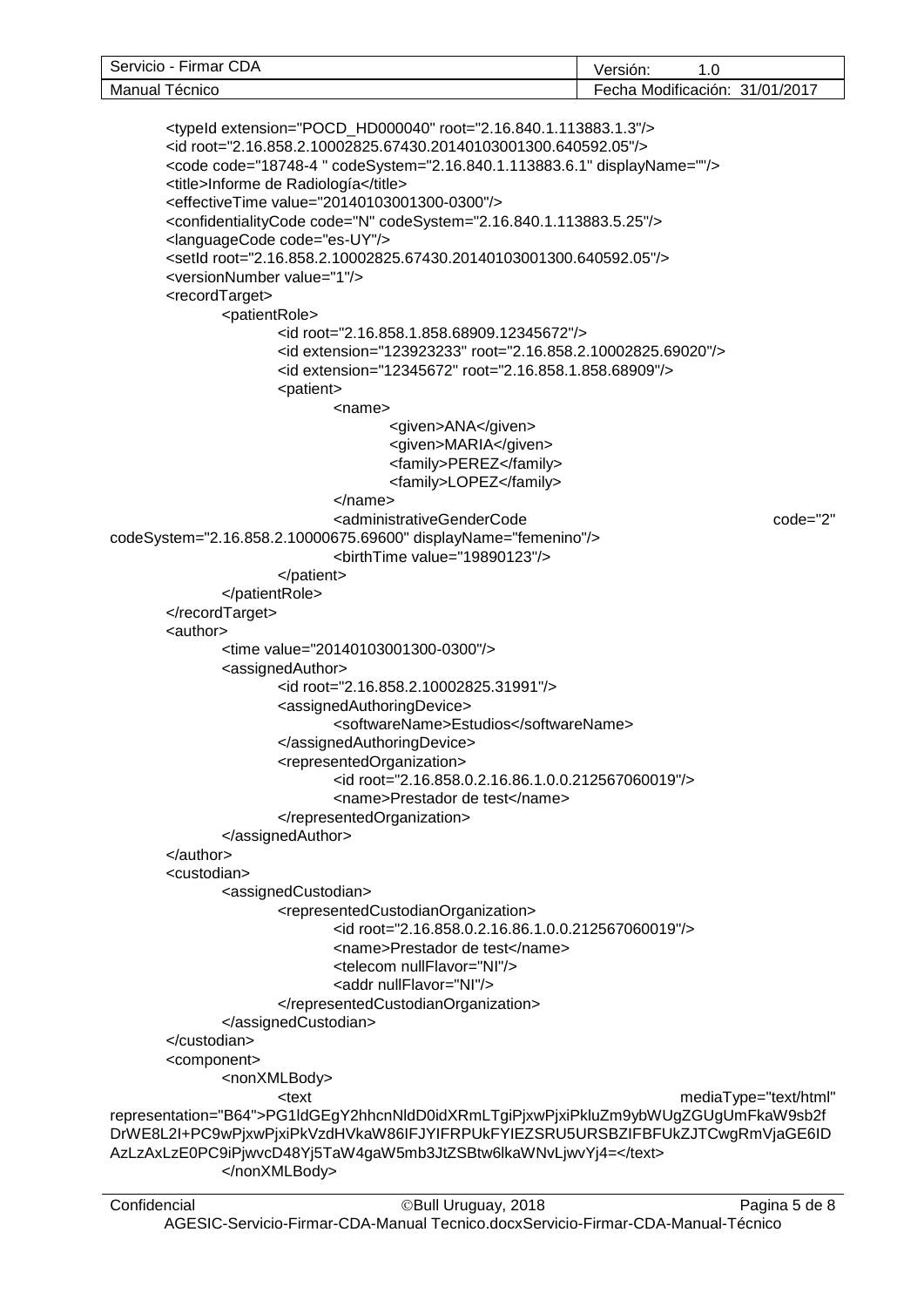```xml
<typeId extension="POCD_HD000040" root="2.16.840.1.113883.1.3"/>
<id root="2.16.858.2.10002825.67430.20140103001300.640592.05"/>
<code code="18748-4 " codeSystem="2.16.840.1.113883.6.1" displayName=""/>
<title>Informe de Radiología</title>
<effectiveTime value="20140103001300-0300"/>
<confidentialityCode code="N" codeSystem="2.16.840.1.113883.5.25"/>
<languageCode code="es-UY"/>
<setId root="2.16.858.2.10002825.67430.20140103001300.640592.05"/>
<versionNumber value="1"/>
<recordTarget>
        <patientRole>
                <id root="2.16.858.1.858.68909.12345672"/>
                <id extension="123923233" root="2.16.858.2.10002825.69020"/>
                <id extension="12345672" root="2.16.858.1.858.68909"/>
                <patient>
                        <name>
                                <given>ANA</given>
                                <given>MARIA</given>
                                <family>PEREZ</family>
                                <family>LOPEZ</family>
                        </name>
                        <administrativeGenderCode code="2" codeSystem="2.16.858.2.10000675.69600" displayName="femenino"/>
                        <birthTime value="19890123"/>
                </patient>
        </patientRole>
</recordTarget>
<author>
        <time value="20140103001300-0300"/>
        <assignedAuthor>
                <id root="2.16.858.2.10002825.31991"/>
                <assignedAuthoringDevice>
                        <softwareName>Estudios</softwareName>
                </assignedAuthoringDevice>
                <representedOrganization>
                        <id root="2.16.858.0.2.16.86.1.0.0.212567060019"/>
                        <name>Prestador de test</name>
                </representedOrganization>
        </assignedAuthor>
</author>
<custodian>
        <assignedCustodian>
                <representedCustodianOrganization>
                        <id root="2.16.858.0.2.16.86.1.0.0.212567060019"/>
                        <name>Prestador de test</name>
                        <telecom nullFlavor="NI"/>
                        <addr nullFlavor="NI"/>
                </representedCustodianOrganization>
        </assignedCustodian>
</custodian>
<component>
        <nonXMLBody>
                <text mediaType="text/html" representation="B64">PG1ldGEgY2hhcnNldD0idXRmLTgiPjxwPjxiPkluZm9ybWUgZGUgUmFkaW9sb2fDrWE8L2I+PC9wPjxwPjxiPkVzdHVkaW86IFJYIFRPUkFYIEZSRU5URSBZIFBFUkZJTCwgRmVjaGE6IDAzLzAxLzE0PC9iPjwvcD48Yj5TaW4gaW5mb3JtZSBtb6lkaWNvLjwvYj4=</text>
        </nonXMLBody>
```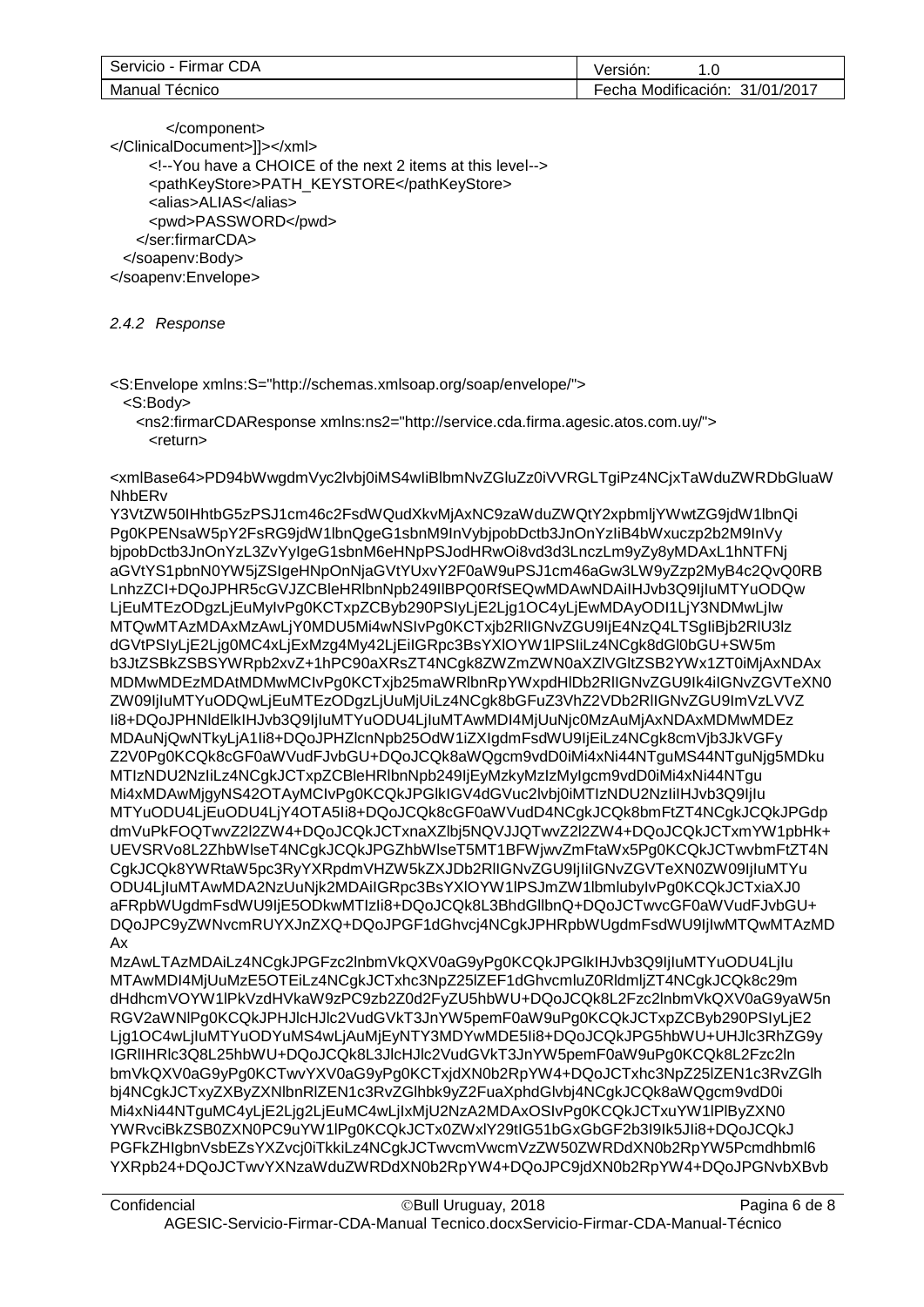```
            </component>
</ClinicalDocument>]]></xml>
        <!--You have a CHOICE of the next 2 items at this level-->
        <pathKeyStore>PATH_KEYSTORE</pathKeyStore>
        <alias>ALIAS</alias>
        <pwd>PASSWORD</pwd>
      </ser:firmarCDA>
   </soapenv:Body>
</soapenv:Envelope>
```

### *2.4.2 Response*

```
<S:Envelope xmlns:S="http://schemas.xmlsoap.org/soap/envelope/">
   <S:Body>
      <ns2:firmarCDAResponse xmlns:ns2="http://service.cda.firma.agesic.atos.com.uy/">
         <return>

<xmlBase64>PD94bWwgdmVyc2lvbj0iMS4wIiBlbmNvZGluZz0iVVRGLTgiPz4NCjxTaWduZWRDbGluaWNhbERv
Y3VtZW50IHhtbG5zPSJ1cm46c2FsdWQudXkvMjAxNC9zaWduZWQtY2xpbmljYWwtZG9jdW1lbnQi
Pg0KPENsaW5pY2FsRG9jdW1lbnQgeG1sbnM9InVybjpobDctb3JnOnYzIiB4bWxuczpb2b2M9InVy
bjpobDctb3JnOnYzL3ZvYyIgeG1sbnM6eHNpPSJodHRwOi8vd3d3LnczLm9yZy8yMDAxL1hNTFNj
aGVtYS1pbnN0YW5jZSIgeHNpOnNjaGVtYUxvY2F0aW9uPSJ1cm46aGw3LW9yZzp2MyB4c2QvQ0RB
LnhzZCI+DQoJPHR5cGVJZCBleHRlbnNpb249IlBPQ0RfSEQwMDAwNDAiIHJvb3Q9IjIuMTYuODQw
LjEuMTEzODgzLjEuMyIvPg0KCTxpZCByb290PSIyLjE2Ljg1OC4yLjEwMDAyODI1LjY3NDMwLjIw
MTQwMTAzMDAxMzAwLjY0MDU5Mi4wNSIvPg0KCTxjb2RlIGNvZGU9IjE4NzQ4LTSgIiBjb2RlU3lz
dGVtPSIyLjE2Ljg0MC4xLjExMzg4My42LjEiIGRpc3BsYXlOYW1lPSIiLz4NCgk8dGl0bGU+SW5m
b3JtZSBkZSBSYWRpb2xvZ+1hPC90aXRsZT4NCgk8ZWZmZWN0aXZlVGltZSB2YWx1ZT0iMjAxNDAx
MDMwMDEzMDAtMDMwMCIvPg0KCTxjb25maWRlbnRpYWxpdHlDb2RlIGNvZGU9Ik4iIGNvZGVTeXN0
ZW09IjIuMTYuODQwLjEuMTEzODgzLjUuMjUiLz4NCgk8bGFuZ3VhZ2VDb2RlIGNvZGU9ImVzLVVZ
Ii8+DQoJPHNldElkIHJvb3Q9IjIuMTYuODU4LjIuMTAwMDI4MjUuNjc0MzAuMjAxNDAxMDMwMDEz
MDAuNjQwNTkyLjA1Ii8+DQoJPHZlcnNpb25OdW1iZXIgdmFsdWU9IjEiLz4NCgk8cmVjb3JkVGFy
Z2V0Pg0KCQk8cGF0aWVudFJvbGU+DQoJCQk8aWQgcm9vdD0iMi4xNi44NTguMS44NTguNjg5MDku
MTIzNDU2NzIiLz4NCgkJCTxpZCBleHRlbnNpb249IjEyMzkyMzIzMyIgcm9vdD0iMi4xNi44NTgu
Mi4xMDAwMjgyNS42OTAyMCIvPg0KCQkJPGlkIGV4dGVuc2lvbj0iMTIzNDU2NzIiIHJvb3Q9IjIu
MTYuODU4LjEuODU4LjY4OTA5Ii8+DQoJCQk8cGF0aWVudD4NCgkJCQk8bmFtZT4NCgkJCQkJPGdp
dmVuPkFOQTwvZ2l2ZW4+DQoJCQkJCTxnaXZlbj5NQVJJQTwvZ2l2ZW4+DQoJCQkJCTxmYW1pbHk+
UEVSRVo8L2ZhbWlseT4NCgkJCQkJPGZhbWlseT5MT1BFWjwvZmFtaWx5Pg0KCQkJCTwvbmFtZT4N
CgkJCQk8YWRtaW5pc3RyYXRpdmVHZW5kZXJDb2RlIGNvZGU9IjIiIGNvZGVTeXN0ZW09IjIuMTYu
ODU4LjIuMTAwMDA2NzUuNjk2MDAiIGRpc3BsYXlOYW1lPSJmZW1lbmluby1vPg0KCQkJCTxiaXJ0
aFRpbWUgdmFsdWU9IjE5ODkwMTIzIi8+DQoJCQk8L3BhdGllbnQ+DQoJCTwvcGF0aWVudFJvbGU+
DQoJPC9yZWNvcmRUYXJnZXQ+DQoJPGF1dGhvcj4NCgkJPHRpbWUgdmFsdWU9IjIwMTQwMTAzMD
Ax
MzAwLTAzMDAiLz4NCgkJPGFzc2lnbmVkQXV0aG9yPg0KCQkJPGlkIHJvb3Q9IjIuMTYuODU4LjIu
MTAwMDI4MjUuMzE5OTEiLz4NCgkJCTxhc3NpZ25lZEF1dGhvcmluZ0RldmljZT4NCgkJCQk8c29m
dHdhcmVOYW1lPkVzdHVkaW8zPC9zb2Z0d2FyZU5hbWU+DQoJCQk8L2Fzc2lnbmVkQXV0aG9yaW5n
RGV2aWNlPg0KCQkJPHJlcHJlc2VudGVkT3JnYW5pemF0aW9uPg0KCQkJCTxpZCByb290PSIyLjE2
Ljg1OC4wLjIuMTYuODYuMS4wLjAuMjEyNTY3MDYwMDE5Ii8+DQoJCQkJPG5hbWU+UHJlc3RhZG9y
IGRlIHRQ8L25hbWU+DQoJCQk8L3JlcHJlc2VudGVkT3JnYW5pemF0aW9uPg0KCQk8L2Fzc2ln
bmVkQXV0aG9yPg0KCTwvYXV0aG9yPg0KCTxjdXN0b2RpYW4+DQoJCTxhc3NpZ25lZEN1c3RvZGlh
bj4NCgkJCTxyZXByZXNlbnRlZEN1c3RvZGlhbk9yZ2FuaXphdGlvbj4NCgkJCQk8aWQgcm9vdD0i
Mi4xNi44NTguMC4yLjE2Lg2LjEuMC4wLjIxMjU2NzA2MDAxOSIvPg0KCQkJCTxuYW1lPlByZXN0
YWRvciBkZSB0ZXN0PC9uYW1lPg0KCQkJCTx0ZXhlY29tIGlzIG51bGxGbGF2b3I9Ik5JIi8+DQoJCQkJ
PGFkZHIgbnVsbEZsYXZvcj0iTkkiLz4NCgkJCTwvcmVwcmVzZW50ZWRDdXN0b2RpYW5Pcmdhbml6
YXRpb24+DQoJCTwvYXNzaWduZWRDdXN0b2RpYW4+DQoJPC9jdXN0b2RpYW4+DQoJPGNvbXBvbmVudD4NCgkJ
```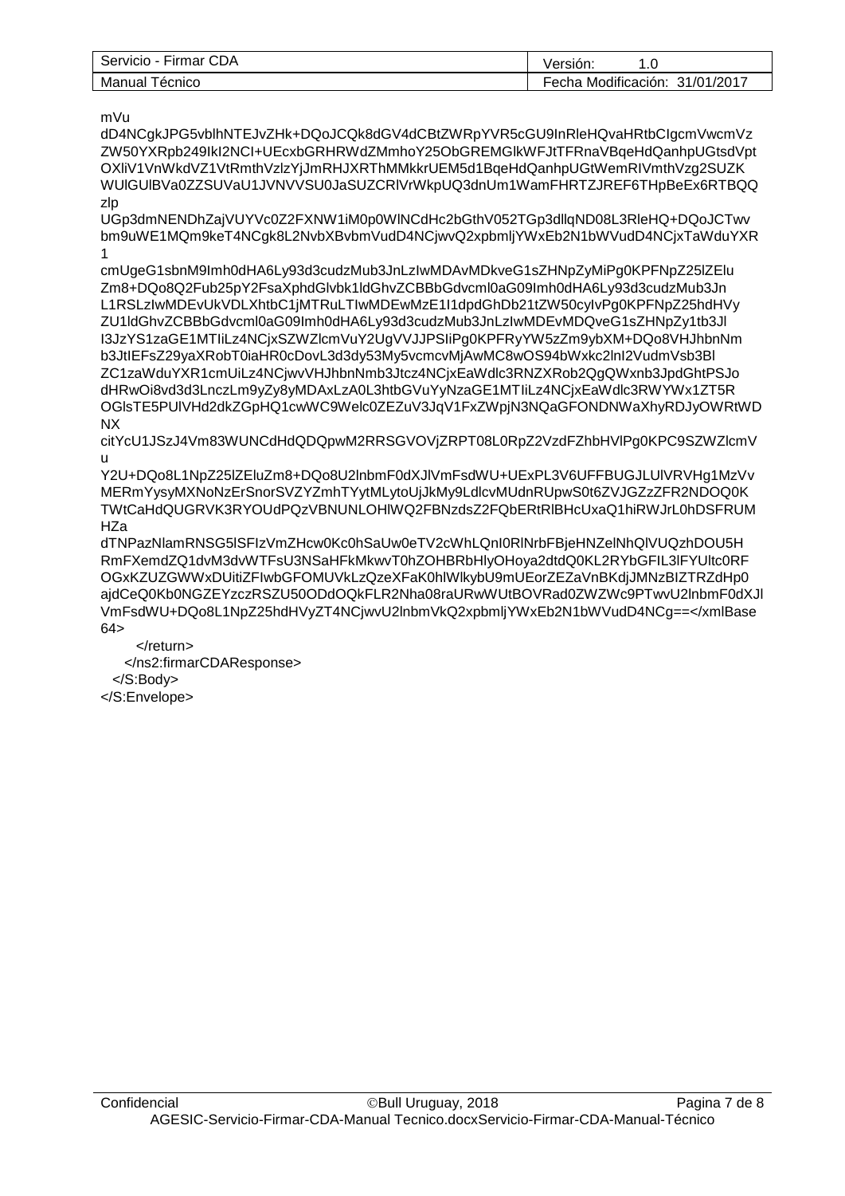```
mVu
dD4NCgkJPG5vblhNTEJvZHk+DQoJCQk8dGV4dCBtZWRpYVR5cGU9InRleHQvaHRtbCIgcmVwcmVz
ZW50YXRpb249IkI2NCI+UEcxbGRHRWdZMmhoY25ObGREMGlkWFJtTFRnaVBqeHdQanhpUGtsdVpt
OXliV1VnWkdVZ1VtRmthVzlzYjJmRHJXRThMMkkrUEM5d1BqeHdQanhpUGtWemRIVmthVzg2SUZK
WUlGUlBVa0ZZSUVaU1JVNVVSU0JaSUZCRlVrWkpUQ3dnUm1WamFHRTZJREF6THpBeEx6RTBQQ
zlp
UGp3dmNENDhZajVUYVc0Z2FXNW1iM0p0WlNCdHc2bGthV052TGp3dllqND08L3RleHQ+DQoJCTwv
bm9uWE1MQm9keT4NCgk8L2NvbXBvbmVudD4NCjwvQ2xpbmljYWxEb2N1bWVudD4NCjxTaWduYXR
1
cmUgeG1sbnM9Imh0dHA6Ly93d3cudzMub3JnLzIwMDAvMDkveG1sZHNpZyMiPg0KPFNpZ25lZElu
Zm8+DQo8Q2Fub25pY2FsaXphdGlvbk1ldGhvZCBBbGdvcml0aG09Imh0dHA6Ly93d3cudzMub3Jn
L1RSLzIwMDEvUkVDLXhtbC1jMTRuLTIwMDEwMzE1I1dpdGhDb21tZW50cyIvPg0KPFNpZ25hdHVy
ZU1ldGhvZCBBbGdvcml0aG09Imh0dHA6Ly93d3cudzMub3JnLzIwMDEvMDQveG1sZHNpZy1tb3Jl
I3JzYS1zaGE1MTIiLz4NCjxSZWZlcmVuY2UgVVJJPSIiPg0KPFRyYW5zZm9ybXM+DQo8VHJhbnNm
b3JtIEFsZ29yaXRobT0iaHR0cDovL3d3dy53My5vcmcvMjAwMC8wOS94bWxkc2lnI2VudmVsb3Bl
ZC1zaWduYXR1cmUiLz4NCjwvVHJhbnNmb3Jtcz4NCjxEaWdlc3RNZXRob2QgQWxnb3JpdGhtPSJo
dHRwOi8vd3d3LnczLm9yZy8yMDAxLzA0L3htbGVuYyNzaGE1MTIiLz4NCjxEaWdlc3RWYWx1ZT5R
OGlsTE5PUlVHd2dkZGpHQ1cwWC9Welc0ZEZuV3JqV1FxZWpjN3NQaGFONDNWaXhyRDJyOWRtWD
NX
citYcU1JSzJ4Vm83WUNCdHdQDQpwM2RRSGVOVjZRPT08L0RpZ2VzdFZhbHVlPg0KPC9SZWZlcmV
u
Y2U+DQo8L1NpZ25lZEluZm8+DQo8U2lnbmF0dXJlVmFsdWU+UExPL3V6UFFBUGJLUlVRVHg1MzVv
MERmYysyMXNoNzErSnorSVZYZmhTYytMLytoUjJkMy9LdlcvMUdnRUpwS0t6ZVJGZzZFR2NDOQ0K
TWtCaHdQUGRVK3RYOUdPQzVBNUNLOHlWQ2FBNzdsZ2FQbERtRlBHcUxaQ1hiRWJrL0hDSFRUM
HZa
dTNPazNlamRNSG5lSFIzVmZHcw0Kc0hSaUw0eTV2cWhLQnI0RlNrbFBjeHNZelNhQlVUQzhDOU5H
RmFXemdZQ1dvM3dvWTFsU3NSaHFkMkwvT0hZOHBRbHlyOHoya2dtdQ0KL2RYbGFIL3lFYUltc0RF
OGxKZUZGWWxDUitZFIwbGFOMUVkLzQzeXFaK0hlWlkybU9mUEorZEZaVnBKdjJMNzBIZTRZdHp0
ajdCeQ0Kb0NGZEYzczRSZU50ODdOQkFLR2Nha08raURwWUtBOVRad0ZWZWc9PTwvU2lnbmF0dXJl
VmFsdWU+DQo8L1NpZ25hdHVyZT4NCjwvU2lnbmVkQ2xpbmljYWxEb2N1bWVudD4NCg==</xmlBase
64>
      </return>
    </ns2:firmarCDAResponse>
  </S:Body>
</S:Envelope>
```